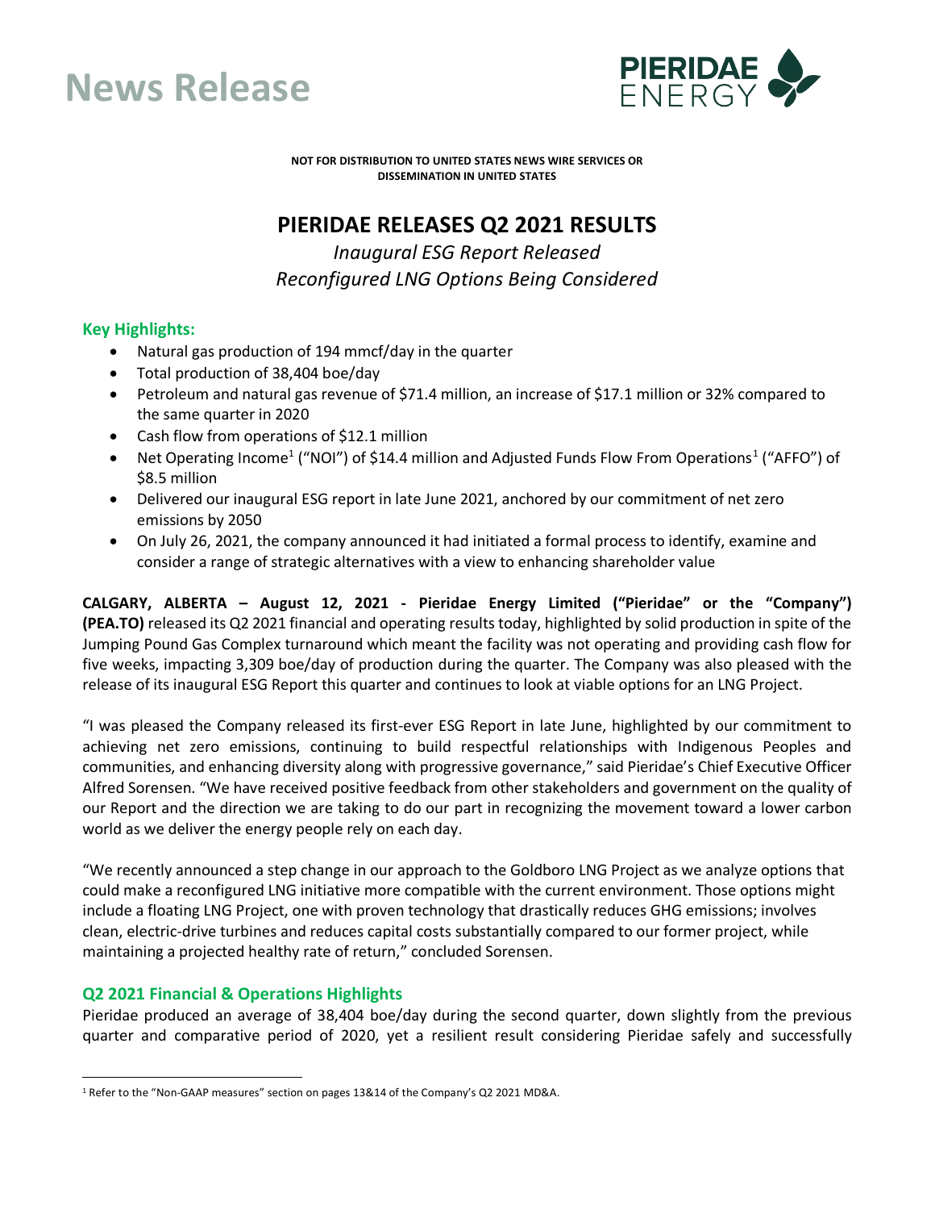# News Release

**NOT FOR DISTRIBUTION TO UNITED STATES NEWS WIRE SERVICES OR DISSEMINATION IN UNITED STATES**

## PIERIDAE RELEASES Q2 2021 RESULTS

*Inaugural ESG Report Released*
*Reconfigured LNG Options Being Considered*

### Key Highlights:

- Natural gas production of 194 mmcf/day in the quarter
- Total production of 38,404 boe/day
- Petroleum and natural gas revenue of $71.4 million, an increase of $17.1 million or 32% compared to the same quarter in 2020
- Cash flow from operations of $12.1 million
- Net Operating Income[1] ("NOI") of $14.4 million and Adjusted Funds Flow From Operations[1] ("AFFO") of $8.5 million
- Delivered our inaugural ESG report in late June 2021, anchored by our commitment of net zero emissions by 2050
- On July 26, 2021, the company announced it had initiated a formal process to identify, examine and consider a range of strategic alternatives with a view to enhancing shareholder value

**CALGARY, ALBERTA – August 12, 2021 - Pieridae Energy Limited ("Pieridae" or the "Company") (PEA.TO)** released its Q2 2021 financial and operating results today, highlighted by solid production in spite of the Jumping Pound Gas Complex turnaround which meant the facility was not operating and providing cash flow for five weeks, impacting 3,309 boe/day of production during the quarter. The Company was also pleased with the release of its inaugural ESG Report this quarter and continues to look at viable options for an LNG Project.

"I was pleased the Company released its first-ever ESG Report in late June, highlighted by our commitment to achieving net zero emissions, continuing to build respectful relationships with Indigenous Peoples and communities, and enhancing diversity along with progressive governance," said Pieridae's Chief Executive Officer Alfred Sorensen. "We have received positive feedback from other stakeholders and government on the quality of our Report and the direction we are taking to do our part in recognizing the movement toward a lower carbon world as we deliver the energy people rely on each day.

"We recently announced a step change in our approach to the Goldboro LNG Project as we analyze options that could make a reconfigured LNG initiative more compatible with the current environment. Those options might include a floating LNG Project, one with proven technology that drastically reduces GHG emissions; involves clean, electric-drive turbines and reduces capital costs substantially compared to our former project, while maintaining a projected healthy rate of return," concluded Sorensen.

### Q2 2021 Financial & Operations Highlights

Pieridae produced an average of 38,404 boe/day during the second quarter, down slightly from the previous quarter and comparative period of 2020, yet a resilient result considering Pieridae safely and successfully

[1] Refer to the "Non-GAAP measures" section on pages 13&14 of the Company's Q2 2021 MD&A.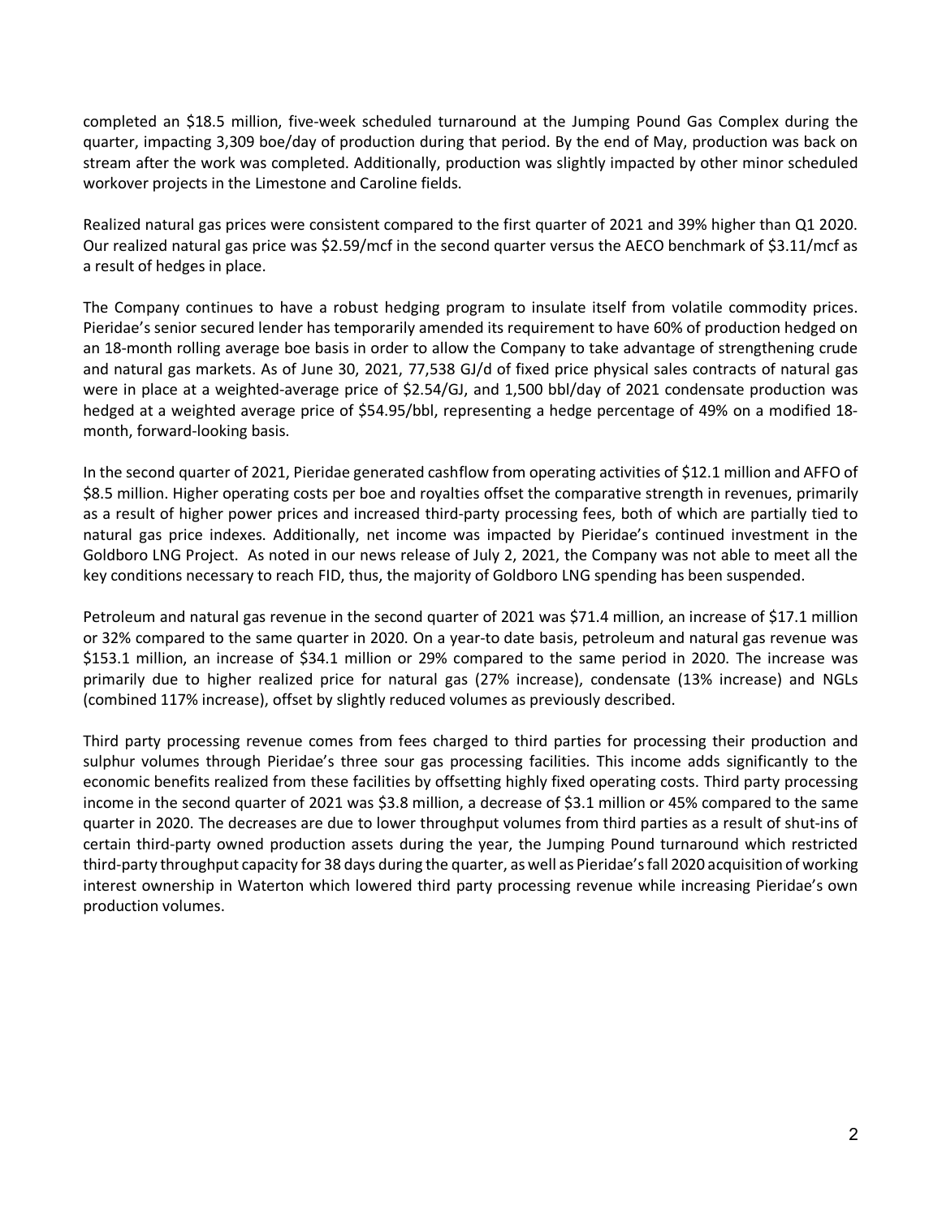completed an $18.5 million, five-week scheduled turnaround at the Jumping Pound Gas Complex during the quarter, impacting 3,309 boe/day of production during that period. By the end of May, production was back on stream after the work was completed. Additionally, production was slightly impacted by other minor scheduled workover projects in the Limestone and Caroline fields.

Realized natural gas prices were consistent compared to the first quarter of 2021 and 39% higher than Q1 2020. Our realized natural gas price was $2.59/mcf in the second quarter versus the AECO benchmark of $3.11/mcf as a result of hedges in place.

The Company continues to have a robust hedging program to insulate itself from volatile commodity prices. Pieridae's senior secured lender has temporarily amended its requirement to have 60% of production hedged on an 18-month rolling average boe basis in order to allow the Company to take advantage of strengthening crude and natural gas markets. As of June 30, 2021, 77,538 GJ/d of fixed price physical sales contracts of natural gas were in place at a weighted-average price of $2.54/GJ, and 1,500 bbl/day of 2021 condensate production was hedged at a weighted average price of $54.95/bbl, representing a hedge percentage of 49% on a modified 18-month, forward-looking basis.

In the second quarter of 2021, Pieridae generated cashflow from operating activities of $12.1 million and AFFO of $8.5 million. Higher operating costs per boe and royalties offset the comparative strength in revenues, primarily as a result of higher power prices and increased third-party processing fees, both of which are partially tied to natural gas price indexes. Additionally, net income was impacted by Pieridae's continued investment in the Goldboro LNG Project. As noted in our news release of July 2, 2021, the Company was not able to meet all the key conditions necessary to reach FID, thus, the majority of Goldboro LNG spending has been suspended.

Petroleum and natural gas revenue in the second quarter of 2021 was $71.4 million, an increase of $17.1 million or 32% compared to the same quarter in 2020. On a year-to date basis, petroleum and natural gas revenue was $153.1 million, an increase of $34.1 million or 29% compared to the same period in 2020. The increase was primarily due to higher realized price for natural gas (27% increase), condensate (13% increase) and NGLs (combined 117% increase), offset by slightly reduced volumes as previously described.

Third party processing revenue comes from fees charged to third parties for processing their production and sulphur volumes through Pieridae's three sour gas processing facilities. This income adds significantly to the economic benefits realized from these facilities by offsetting highly fixed operating costs. Third party processing income in the second quarter of 2021 was $3.8 million, a decrease of $3.1 million or 45% compared to the same quarter in 2020. The decreases are due to lower throughput volumes from third parties as a result of shut-ins of certain third-party owned production assets during the year, the Jumping Pound turnaround which restricted third-party throughput capacity for 38 days during the quarter, as well as Pieridae's fall 2020 acquisition of working interest ownership in Waterton which lowered third party processing revenue while increasing Pieridae's own production volumes.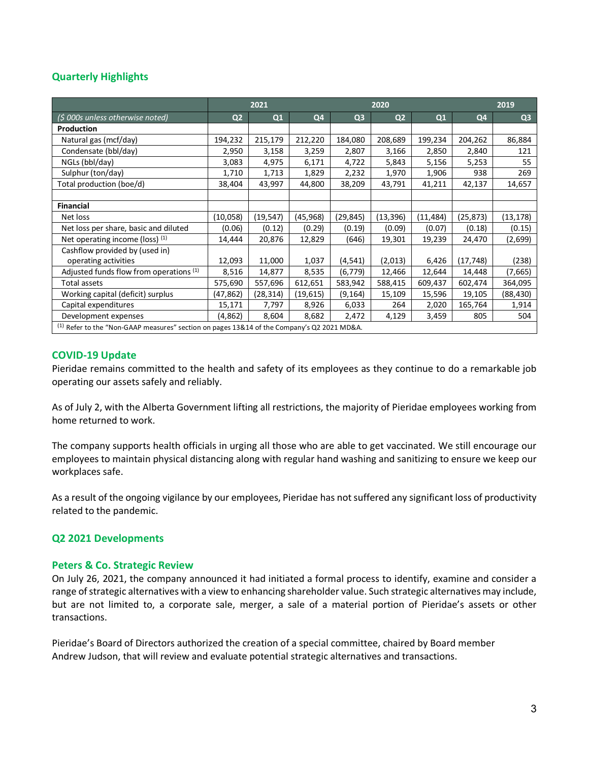## Quarterly Highlights

| | 2021 | | 2020 | | | | 2019 | |
|---|---|---|---|---|---|---|---|---|
| *($ 000s unless otherwise noted)* | Q2 | Q1 | Q4 | Q3 | Q2 | Q1 | Q4 | Q3 |
| **Production** | | | | | | | | |
| Natural gas (mcf/day) | 194,232 | 215,179 | 212,220 | 184,080 | 208,689 | 199,234 | 204,262 | 86,884 |
| Condensate (bbl/day) | 2,950 | 3,158 | 3,259 | 2,807 | 3,166 | 2,850 | 2,840 | 121 |
| NGLs (bbl/day) | 3,083 | 4,975 | 6,171 | 4,722 | 5,843 | 5,156 | 5,253 | 55 |
| Sulphur (ton/day) | 1,710 | 1,713 | 1,829 | 2,232 | 1,970 | 1,906 | 938 | 269 |
| Total production (boe/d) | 38,404 | 43,997 | 44,800 | 38,209 | 43,791 | 41,211 | 42,137 | 14,657 |
| | | | | | | | | |
| **Financial** | | | | | | | | |
| Net loss | (10,058) | (19,547) | (45,968) | (29,845) | (13,396) | (11,484) | (25,873) | (13,178) |
| Net loss per share, basic and diluted | (0.06) | (0.12) | (0.29) | (0.19) | (0.09) | (0.07) | (0.18) | (0.15) |
| Net operating income (loss) [(1)] | 14,444 | 20,876 | 12,829 | (646) | 19,301 | 19,239 | 24,470 | (2,699) |
| Cashflow provided by (used in) operating activities | 12,093 | 11,000 | 1,037 | (4,541) | (2,013) | 6,426 | (17,748) | (238) |
| Adjusted funds flow from operations [(1)] | 8,516 | 14,877 | 8,535 | (6,779) | 12,466 | 12,644 | 14,448 | (7,665) |
| Total assets | 575,690 | 557,696 | 612,651 | 583,942 | 588,415 | 609,437 | 602,474 | 364,095 |
| Working capital (deficit) surplus | (47,862) | (28,314) | (19,615) | (9,164) | 15,109 | 15,596 | 19,105 | (88,430) |
| Capital expenditures | 15,171 | 7,797 | 8,926 | 6,033 | 264 | 2,020 | 165,764 | 1,914 |
| Development expenses | (4,862) | 8,604 | 8,682 | 2,472 | 4,129 | 3,459 | 805 | 504 |

[(1)] Refer to the "Non-GAAP measures" section on pages 13&14 of the Company's Q2 2021 MD&A.

## COVID-19 Update

Pieridae remains committed to the health and safety of its employees as they continue to do a remarkable job operating our assets safely and reliably.

As of July 2, with the Alberta Government lifting all restrictions, the majority of Pieridae employees working from home returned to work.

The company supports health officials in urging all those who are able to get vaccinated. We still encourage our employees to maintain physical distancing along with regular hand washing and sanitizing to ensure we keep our workplaces safe.

As a result of the ongoing vigilance by our employees, Pieridae has not suffered any significant loss of productivity related to the pandemic.

## Q2 2021 Developments

### Peters & Co. Strategic Review

On July 26, 2021, the company announced it had initiated a formal process to identify, examine and consider a range of strategic alternatives with a view to enhancing shareholder value. Such strategic alternatives may include, but are not limited to, a corporate sale, merger, a sale of a material portion of Pieridae's assets or other transactions.

Pieridae's Board of Directors authorized the creation of a special committee, chaired by Board member Andrew Judson, that will review and evaluate potential strategic alternatives and transactions.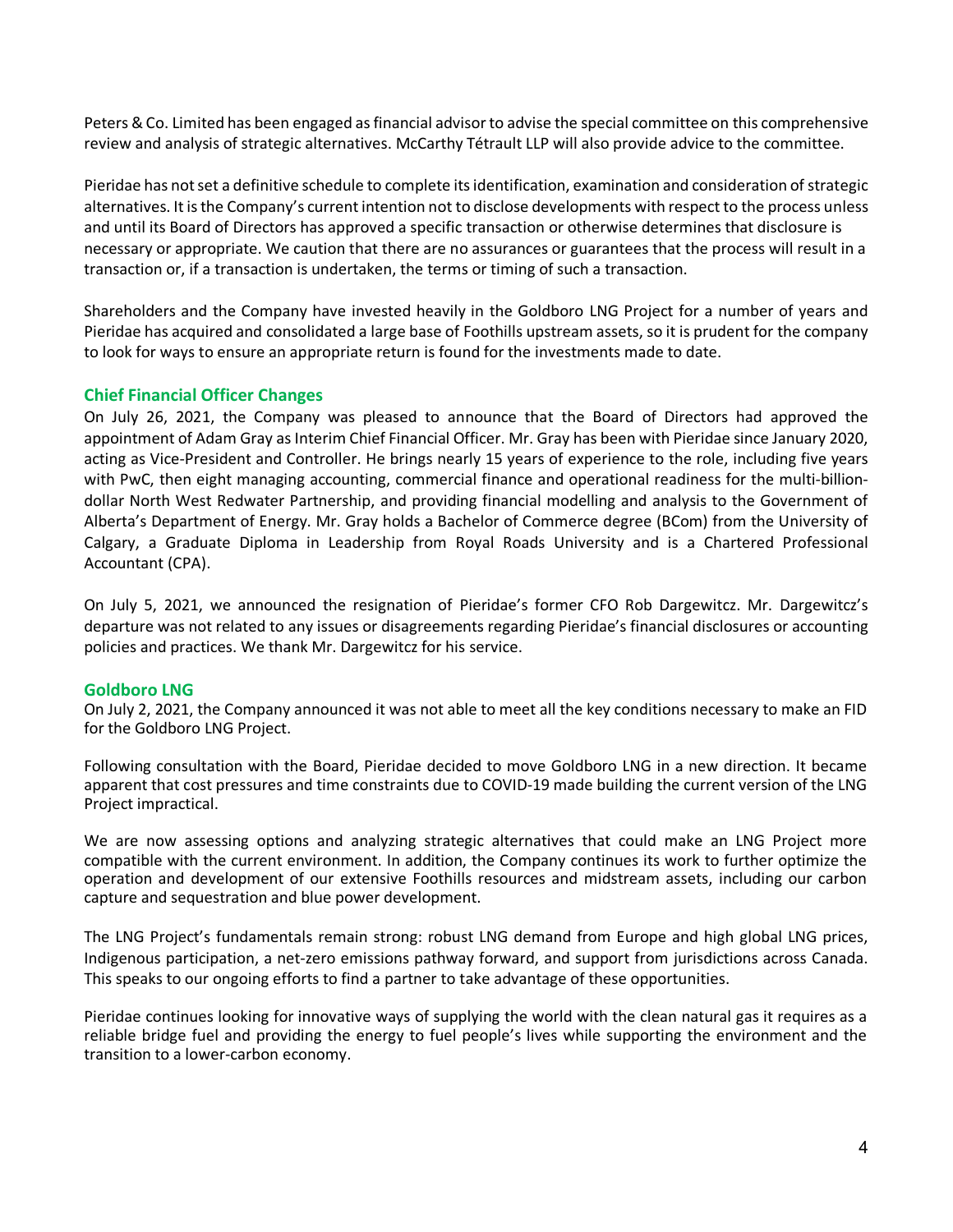Peters & Co. Limited has been engaged as financial advisor to advise the special committee on this comprehensive review and analysis of strategic alternatives. McCarthy Tétrault LLP will also provide advice to the committee.

Pieridae has not set a definitive schedule to complete its identification, examination and consideration of strategic alternatives. It is the Company's current intention not to disclose developments with respect to the process unless and until its Board of Directors has approved a specific transaction or otherwise determines that disclosure is necessary or appropriate. We caution that there are no assurances or guarantees that the process will result in a transaction or, if a transaction is undertaken, the terms or timing of such a transaction.

Shareholders and the Company have invested heavily in the Goldboro LNG Project for a number of years and Pieridae has acquired and consolidated a large base of Foothills upstream assets, so it is prudent for the company to look for ways to ensure an appropriate return is found for the investments made to date.

## Chief Financial Officer Changes

On July 26, 2021, the Company was pleased to announce that the Board of Directors had approved the appointment of Adam Gray as Interim Chief Financial Officer. Mr. Gray has been with Pieridae since January 2020, acting as Vice-President and Controller. He brings nearly 15 years of experience to the role, including five years with PwC, then eight managing accounting, commercial finance and operational readiness for the multi-billion-dollar North West Redwater Partnership, and providing financial modelling and analysis to the Government of Alberta's Department of Energy. Mr. Gray holds a Bachelor of Commerce degree (BCom) from the University of Calgary, a Graduate Diploma in Leadership from Royal Roads University and is a Chartered Professional Accountant (CPA).

On July 5, 2021, we announced the resignation of Pieridae's former CFO Rob Dargewitcz. Mr. Dargewitcz's departure was not related to any issues or disagreements regarding Pieridae's financial disclosures or accounting policies and practices. We thank Mr. Dargewitcz for his service.

## Goldboro LNG

On July 2, 2021, the Company announced it was not able to meet all the key conditions necessary to make an FID for the Goldboro LNG Project.

Following consultation with the Board, Pieridae decided to move Goldboro LNG in a new direction. It became apparent that cost pressures and time constraints due to COVID-19 made building the current version of the LNG Project impractical.

We are now assessing options and analyzing strategic alternatives that could make an LNG Project more compatible with the current environment. In addition, the Company continues its work to further optimize the operation and development of our extensive Foothills resources and midstream assets, including our carbon capture and sequestration and blue power development.

The LNG Project's fundamentals remain strong: robust LNG demand from Europe and high global LNG prices, Indigenous participation, a net-zero emissions pathway forward, and support from jurisdictions across Canada. This speaks to our ongoing efforts to find a partner to take advantage of these opportunities.

Pieridae continues looking for innovative ways of supplying the world with the clean natural gas it requires as a reliable bridge fuel and providing the energy to fuel people's lives while supporting the environment and the transition to a lower-carbon economy.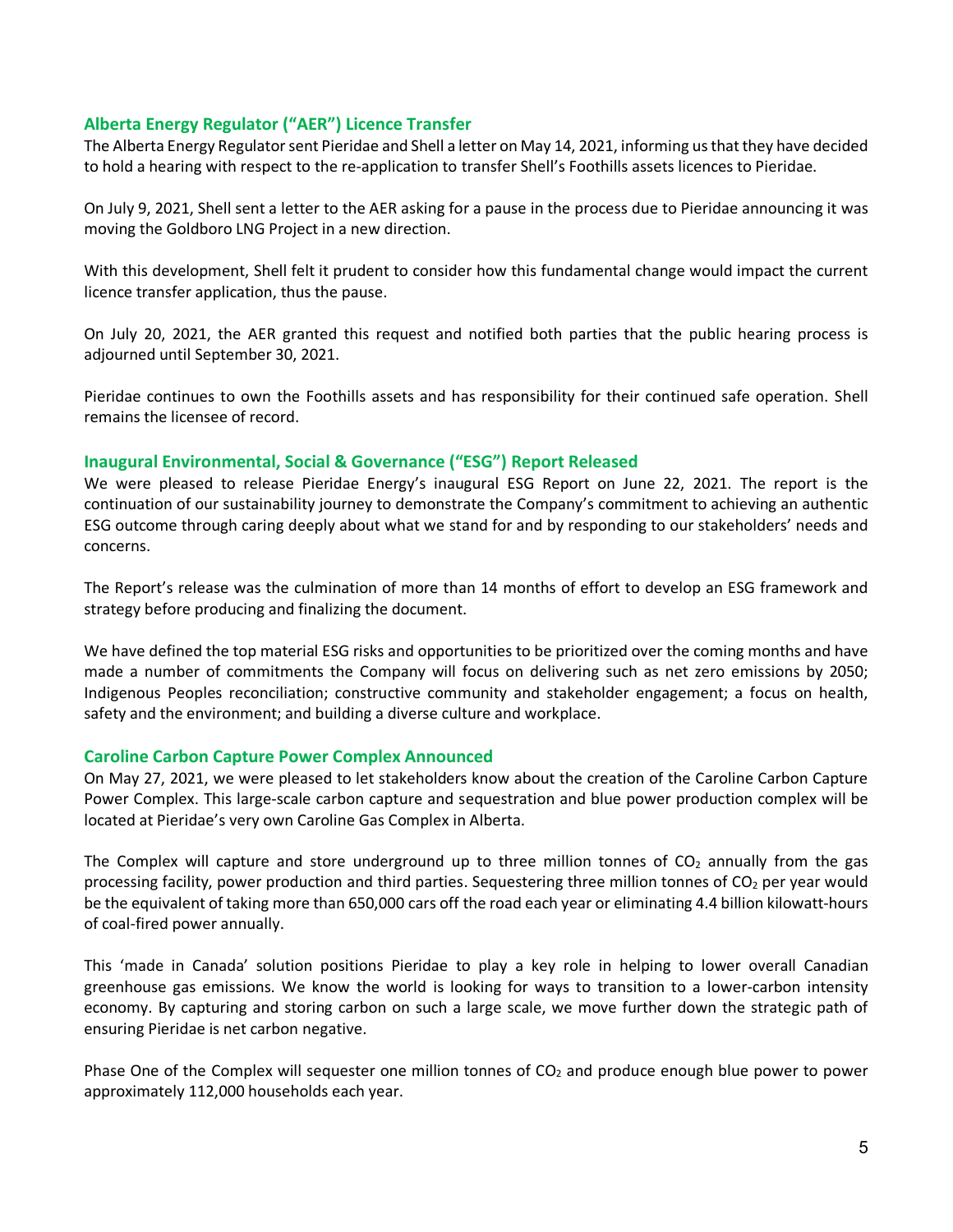## Alberta Energy Regulator ("AER") Licence Transfer

The Alberta Energy Regulator sent Pieridae and Shell a letter on May 14, 2021, informing us that they have decided to hold a hearing with respect to the re-application to transfer Shell's Foothills assets licences to Pieridae.

On July 9, 2021, Shell sent a letter to the AER asking for a pause in the process due to Pieridae announcing it was moving the Goldboro LNG Project in a new direction.

With this development, Shell felt it prudent to consider how this fundamental change would impact the current licence transfer application, thus the pause.

On July 20, 2021, the AER granted this request and notified both parties that the public hearing process is adjourned until September 30, 2021.

Pieridae continues to own the Foothills assets and has responsibility for their continued safe operation. Shell remains the licensee of record.

## Inaugural Environmental, Social & Governance ("ESG") Report Released

We were pleased to release Pieridae Energy's inaugural ESG Report on June 22, 2021. The report is the continuation of our sustainability journey to demonstrate the Company's commitment to achieving an authentic ESG outcome through caring deeply about what we stand for and by responding to our stakeholders' needs and concerns.

The Report's release was the culmination of more than 14 months of effort to develop an ESG framework and strategy before producing and finalizing the document.

We have defined the top material ESG risks and opportunities to be prioritized over the coming months and have made a number of commitments the Company will focus on delivering such as net zero emissions by 2050; Indigenous Peoples reconciliation; constructive community and stakeholder engagement; a focus on health, safety and the environment; and building a diverse culture and workplace.

## Caroline Carbon Capture Power Complex Announced

On May 27, 2021, we were pleased to let stakeholders know about the creation of the Caroline Carbon Capture Power Complex. This large-scale carbon capture and sequestration and blue power production complex will be located at Pieridae's very own Caroline Gas Complex in Alberta.

The Complex will capture and store underground up to three million tonnes of $CO_2$ annually from the gas processing facility, power production and third parties. Sequestering three million tonnes of $CO_2$ per year would be the equivalent of taking more than 650,000 cars off the road each year or eliminating 4.4 billion kilowatt-hours of coal-fired power annually.

This 'made in Canada' solution positions Pieridae to play a key role in helping to lower overall Canadian greenhouse gas emissions. We know the world is looking for ways to transition to a lower-carbon intensity economy. By capturing and storing carbon on such a large scale, we move further down the strategic path of ensuring Pieridae is net carbon negative.

Phase One of the Complex will sequester one million tonnes of $CO_2$ and produce enough blue power to power approximately 112,000 households each year.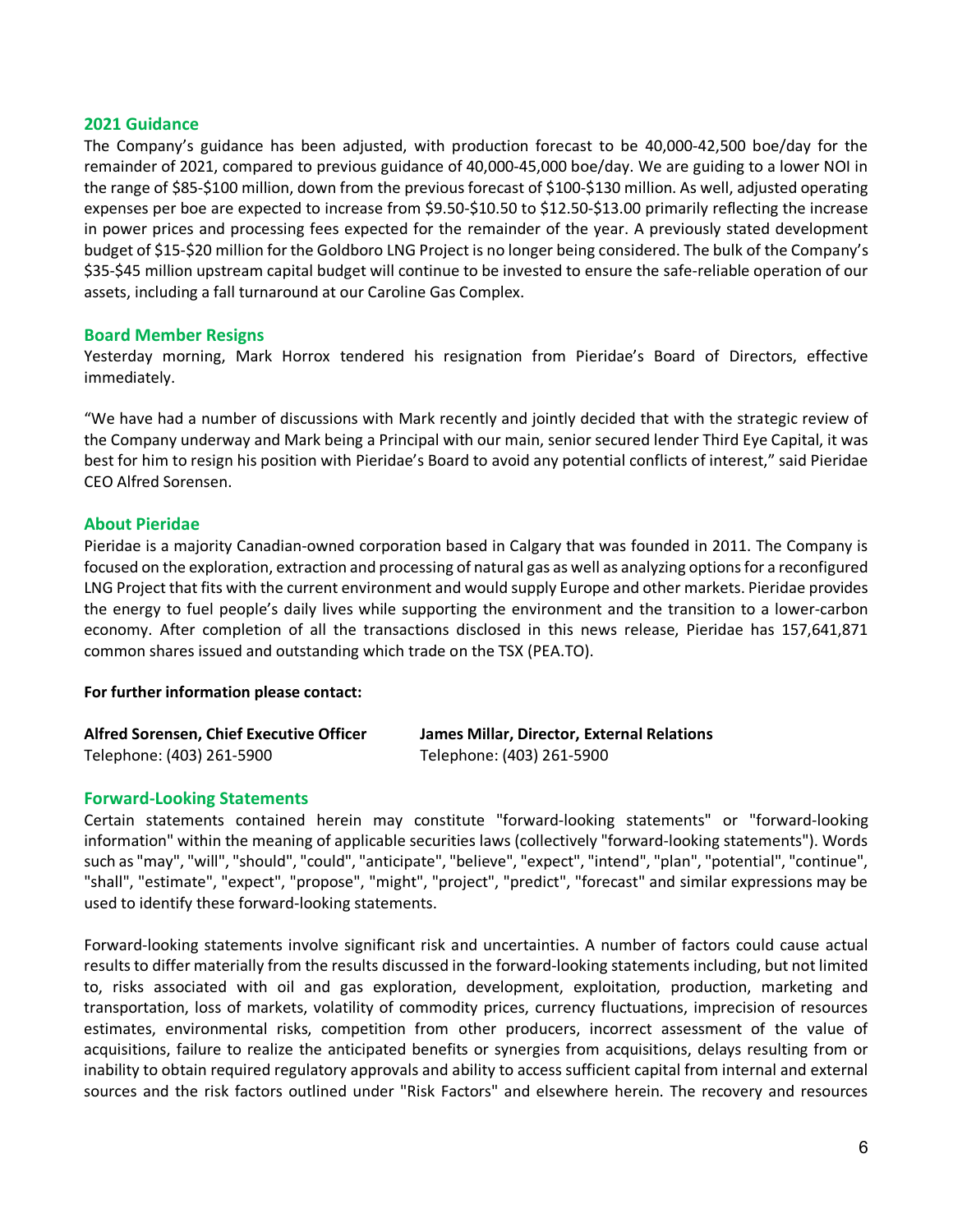## 2021 Guidance

The Company's guidance has been adjusted, with production forecast to be 40,000-42,500 boe/day for the remainder of 2021, compared to previous guidance of 40,000-45,000 boe/day. We are guiding to a lower NOI in the range of $85-$100 million, down from the previous forecast of $100-$130 million. As well, adjusted operating expenses per boe are expected to increase from $9.50-$10.50 to $12.50-$13.00 primarily reflecting the increase in power prices and processing fees expected for the remainder of the year. A previously stated development budget of $15-$20 million for the Goldboro LNG Project is no longer being considered. The bulk of the Company's $35-$45 million upstream capital budget will continue to be invested to ensure the safe-reliable operation of our assets, including a fall turnaround at our Caroline Gas Complex.

## Board Member Resigns

Yesterday morning, Mark Horrox tendered his resignation from Pieridae's Board of Directors, effective immediately.

"We have had a number of discussions with Mark recently and jointly decided that with the strategic review of the Company underway and Mark being a Principal with our main, senior secured lender Third Eye Capital, it was best for him to resign his position with Pieridae's Board to avoid any potential conflicts of interest," said Pieridae CEO Alfred Sorensen.

## About Pieridae

Pieridae is a majority Canadian-owned corporation based in Calgary that was founded in 2011. The Company is focused on the exploration, extraction and processing of natural gas as well as analyzing options for a reconfigured LNG Project that fits with the current environment and would supply Europe and other markets. Pieridae provides the energy to fuel people's daily lives while supporting the environment and the transition to a lower-carbon economy. After completion of all the transactions disclosed in this news release, Pieridae has 157,641,871 common shares issued and outstanding which trade on the TSX (PEA.TO).

**For further information please contact:**

**Alfred Sorensen, Chief Executive Officer**
Telephone: (403) 261-5900

**James Millar, Director, External Relations**
Telephone: (403) 261-5900

## Forward-Looking Statements

Certain statements contained herein may constitute "forward-looking statements" or "forward-looking information" within the meaning of applicable securities laws (collectively "forward-looking statements"). Words such as "may", "will", "should", "could", "anticipate", "believe", "expect", "intend", "plan", "potential", "continue", "shall", "estimate", "expect", "propose", "might", "project", "predict", "forecast" and similar expressions may be used to identify these forward-looking statements.

Forward-looking statements involve significant risk and uncertainties. A number of factors could cause actual results to differ materially from the results discussed in the forward-looking statements including, but not limited to, risks associated with oil and gas exploration, development, exploitation, production, marketing and transportation, loss of markets, volatility of commodity prices, currency fluctuations, imprecision of resources estimates, environmental risks, competition from other producers, incorrect assessment of the value of acquisitions, failure to realize the anticipated benefits or synergies from acquisitions, delays resulting from or inability to obtain required regulatory approvals and ability to access sufficient capital from internal and external sources and the risk factors outlined under "Risk Factors" and elsewhere herein. The recovery and resources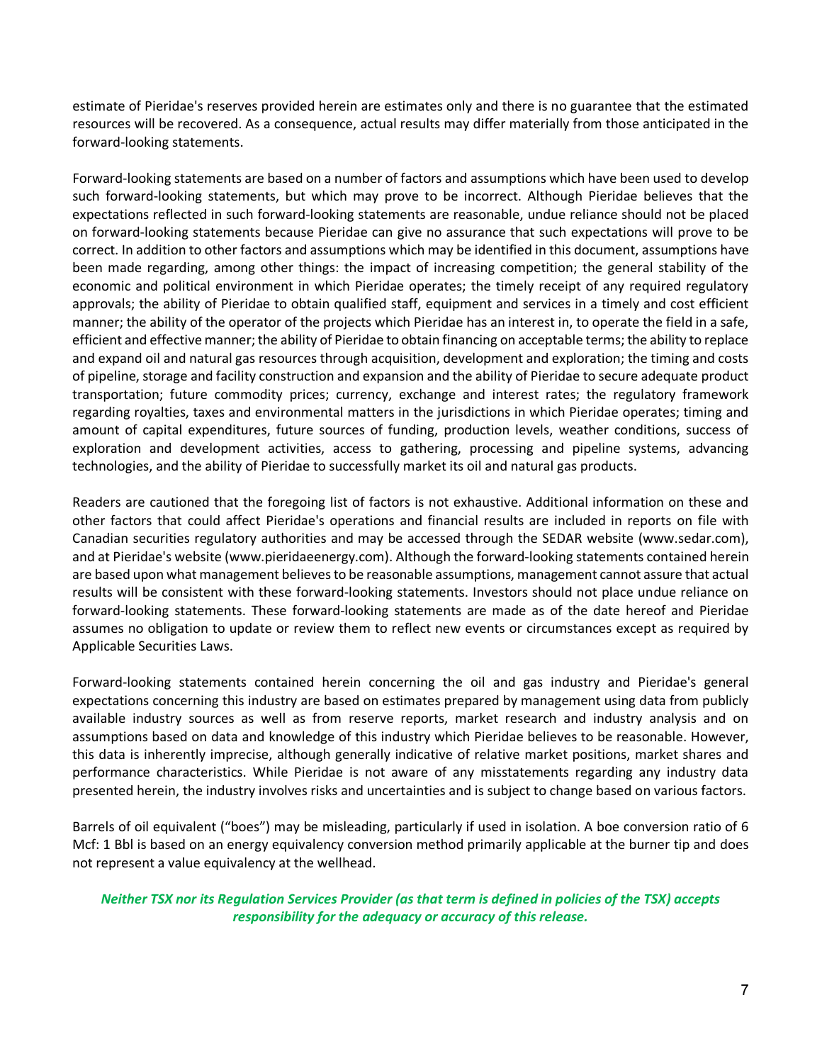estimate of Pieridae's reserves provided herein are estimates only and there is no guarantee that the estimated resources will be recovered. As a consequence, actual results may differ materially from those anticipated in the forward-looking statements.

Forward-looking statements are based on a number of factors and assumptions which have been used to develop such forward-looking statements, but which may prove to be incorrect. Although Pieridae believes that the expectations reflected in such forward-looking statements are reasonable, undue reliance should not be placed on forward-looking statements because Pieridae can give no assurance that such expectations will prove to be correct. In addition to other factors and assumptions which may be identified in this document, assumptions have been made regarding, among other things: the impact of increasing competition; the general stability of the economic and political environment in which Pieridae operates; the timely receipt of any required regulatory approvals; the ability of Pieridae to obtain qualified staff, equipment and services in a timely and cost efficient manner; the ability of the operator of the projects which Pieridae has an interest in, to operate the field in a safe, efficient and effective manner; the ability of Pieridae to obtain financing on acceptable terms; the ability to replace and expand oil and natural gas resources through acquisition, development and exploration; the timing and costs of pipeline, storage and facility construction and expansion and the ability of Pieridae to secure adequate product transportation; future commodity prices; currency, exchange and interest rates; the regulatory framework regarding royalties, taxes and environmental matters in the jurisdictions in which Pieridae operates; timing and amount of capital expenditures, future sources of funding, production levels, weather conditions, success of exploration and development activities, access to gathering, processing and pipeline systems, advancing technologies, and the ability of Pieridae to successfully market its oil and natural gas products.

Readers are cautioned that the foregoing list of factors is not exhaustive. Additional information on these and other factors that could affect Pieridae's operations and financial results are included in reports on file with Canadian securities regulatory authorities and may be accessed through the SEDAR website (www.sedar.com), and at Pieridae's website (www.pieridaeenergy.com). Although the forward-looking statements contained herein are based upon what management believes to be reasonable assumptions, management cannot assure that actual results will be consistent with these forward-looking statements. Investors should not place undue reliance on forward-looking statements. These forward-looking statements are made as of the date hereof and Pieridae assumes no obligation to update or review them to reflect new events or circumstances except as required by Applicable Securities Laws.

Forward-looking statements contained herein concerning the oil and gas industry and Pieridae's general expectations concerning this industry are based on estimates prepared by management using data from publicly available industry sources as well as from reserve reports, market research and industry analysis and on assumptions based on data and knowledge of this industry which Pieridae believes to be reasonable. However, this data is inherently imprecise, although generally indicative of relative market positions, market shares and performance characteristics. While Pieridae is not aware of any misstatements regarding any industry data presented herein, the industry involves risks and uncertainties and is subject to change based on various factors.

Barrels of oil equivalent ("boes") may be misleading, particularly if used in isolation. A boe conversion ratio of 6 Mcf: 1 Bbl is based on an energy equivalency conversion method primarily applicable at the burner tip and does not represent a value equivalency at the wellhead.

***Neither TSX nor its Regulation Services Provider (as that term is defined in policies of the TSX) accepts responsibility for the adequacy or accuracy of this release.***